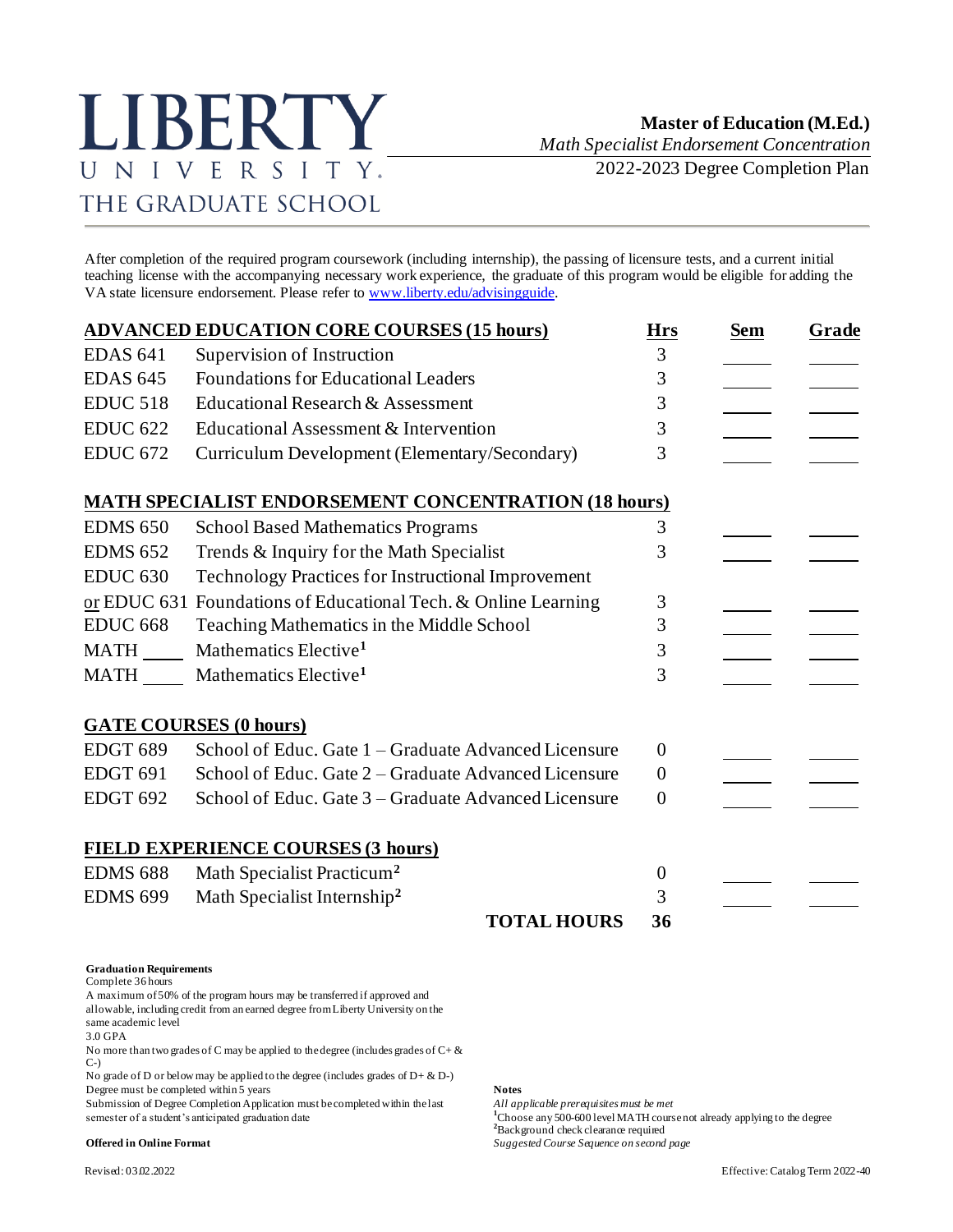# LIBERTY UNIVERSITY.
## THE GRADUATE SCHOOL

**Master of Education (M.Ed.)**
*Math Specialist Endorsement Concentration*
2022-2023 Degree Completion Plan

After completion of the required program coursework (including internship), the passing of licensure tests, and a current initial teaching license with the accompanying necessary work experience, the graduate of this program would be eligible for adding the VA state licensure endorsement. Please refer to www.liberty.edu/advisingguide.

| **ADVANCED EDUCATION CORE COURSES (15 hours)** | | **Hrs** | **Sem** | **Grade** |
|---|---|---|---|---|
| EDAS 641 | Supervision of Instruction | 3 | ____ | ____ |
| EDAS 645 | Foundations for Educational Leaders | 3 | ____ | ____ |
| EDUC 518 | Educational Research & Assessment | 3 | ____ | ____ |
| EDUC 622 | Educational Assessment & Intervention | 3 | ____ | ____ |
| EDUC 672 | Curriculum Development (Elementary/Secondary) | 3 | ____ | ____ |
| **MATH SPECIALIST ENDORSEMENT CONCENTRATION (18 hours)** | | | | |
| EDMS 650 | School Based Mathematics Programs | 3 | ____ | ____ |
| EDMS 652 | Trends & Inquiry for the Math Specialist | 3 | ____ | ____ |
| EDUC 630 | Technology Practices for Instructional Improvement | | | |
| or EDUC 631 | Foundations of Educational Tech. & Online Learning | 3 | ____ | ____ |
| EDUC 668 | Teaching Mathematics in the Middle School | 3 | ____ | ____ |
| MATH ____ | Mathematics Elective[1] | 3 | ____ | ____ |
| MATH ____ | Mathematics Elective[1] | 3 | ____ | ____ |
| **GATE COURSES (0 hours)** | | | | |
| EDGT 689 | School of Educ. Gate 1 – Graduate Advanced Licensure | 0 | ____ | ____ |
| EDGT 691 | School of Educ. Gate 2 – Graduate Advanced Licensure | 0 | ____ | ____ |
| EDGT 692 | School of Educ. Gate 3 – Graduate Advanced Licensure | 0 | ____ | ____ |
| **FIELD EXPERIENCE COURSES (3 hours)** | | | | |
| EDMS 688 | Math Specialist Practicum[2] | 0 | ____ | ____ |
| EDMS 699 | Math Specialist Internship[2] | 3 | ____ | ____ |
| | **TOTAL HOURS** | **36** | | |

**Graduation Requirements**

Complete 36 hours

A maximum of 50% of the program hours may be transferred if approved and allowable, including credit from an earned degree from Liberty University on the same academic level

3.0 GPA

No more than two grades of C may be applied to the degree (includes grades of C+ & C-)

No grade of D or below may be applied to the degree (includes grades of D+ & D-)

Degree must be completed within 5 years

Submission of Degree Completion Application must be completed within the last semester of a student's anticipated graduation date

**Offered in Online Format**

**Notes**

*All applicable prerequisites must be met*

[1]Choose any 500-600 level MATH course not already applying to the degree

[2]Background check clearance required

*Suggested Course Sequence on second page*

Revised: 03.02.2022

Effective: Catalog Term 2022-40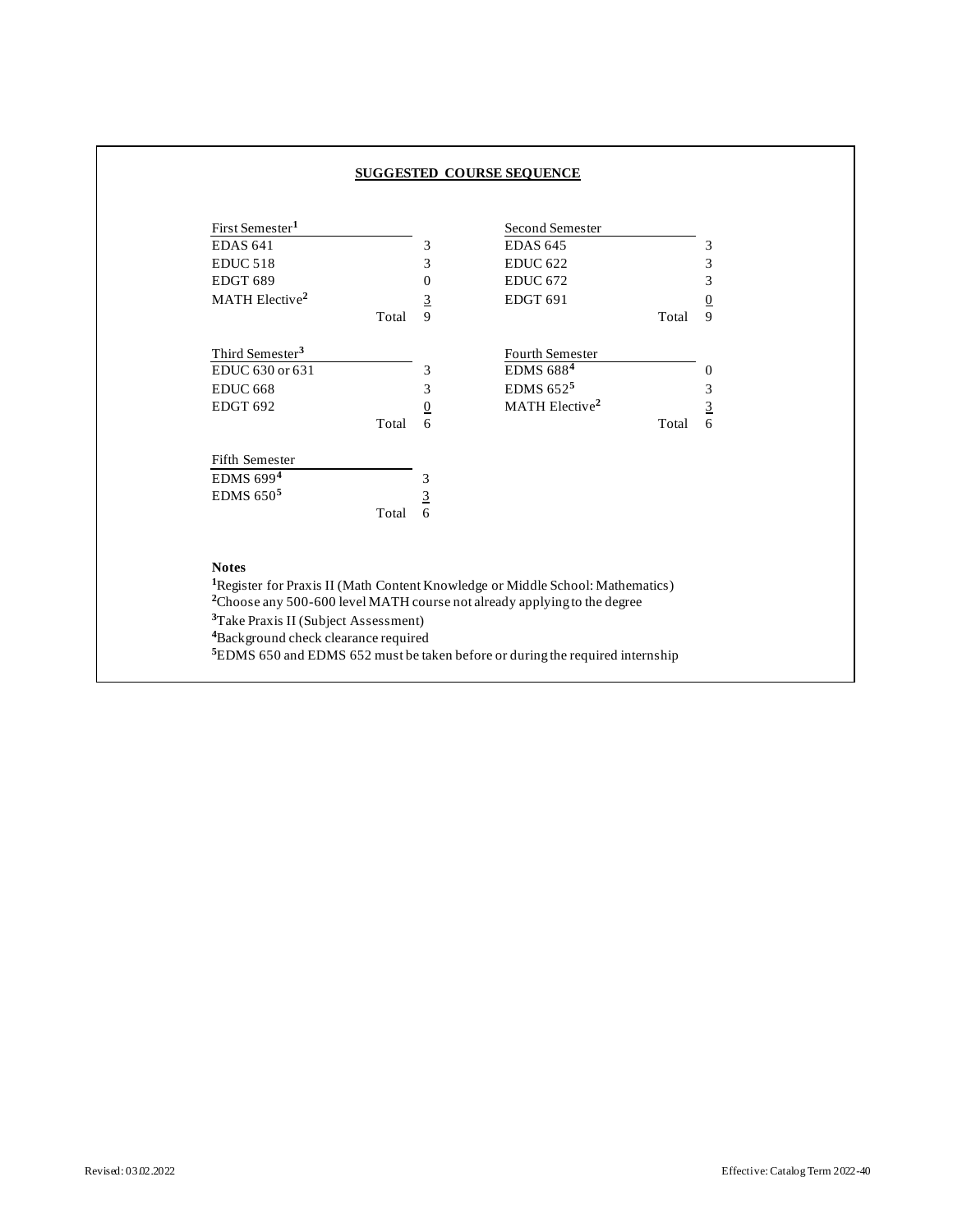## SUGGESTED COURSE SEQUENCE

| First Semester[1] | | Second Semester | |
|---|---|---|---|
| EDAS 641 | 3 | EDAS 645 | 3 |
| EDUC 518 | 3 | EDUC 622 | 3 |
| EDGT 689 | 0 | EDUC 672 | 3 |
| MATH Elective[2] | 3 | EDGT 691 | 0 |
| Total | 9 | Total | 9 |

| Third Semester[3] | | Fourth Semester | |
|---|---|---|---|
| EDUC 630 or 631 | 3 | EDMS 688[4] | 0 |
| EDUC 668 | 3 | EDMS 652[5] | 3 |
| EDGT 692 | 0 | MATH Elective[2] | 3 |
| Total | 6 | Total | 6 |

| Fifth Semester | |
|---|---|
| EDMS 699[4] | 3 |
| EDMS 650[5] | 3 |
| Total | 6 |

**Notes**

[1]Register for Praxis II (Math Content Knowledge or Middle School: Mathematics)
[2]Choose any 500-600 level MATH course not already applying to the degree
[3]Take Praxis II (Subject Assessment)
[4]Background check clearance required
[5]EDMS 650 and EDMS 652 must be taken before or during the required internship

Revised: 03.02.2022

Effective: Catalog Term 2022-40